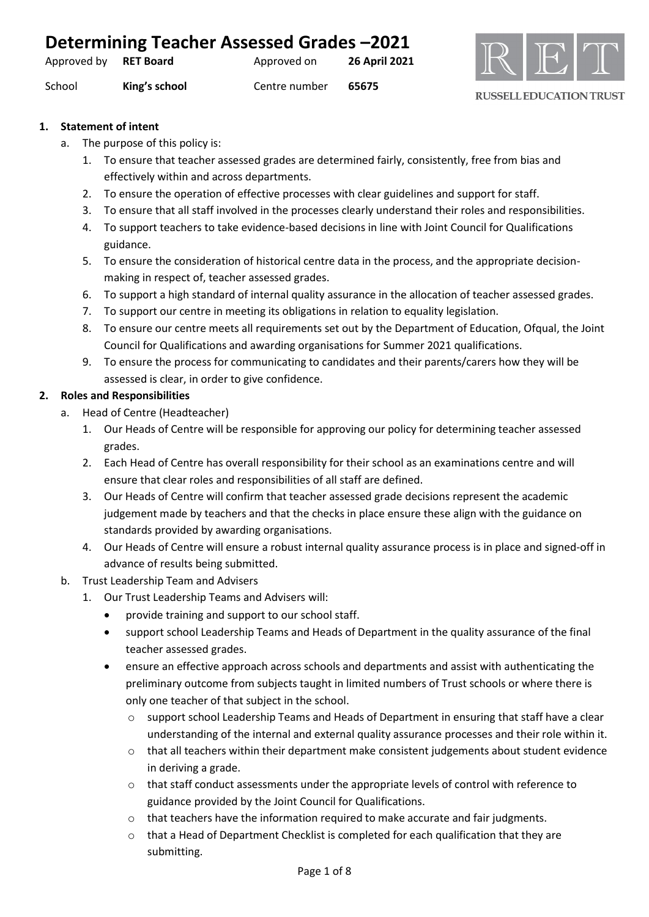# Determining Teacher Assessed Grades –2021

| Approved by | **RET Board** | Approved on | **26 April 2021** |
|---|---|---|---|
| School | **King's school** | Centre number | **65675** |

RUSSELL EDUCATION TRUST

1. **Statement of intent**
   a. The purpose of this policy is:
      1. To ensure that teacher assessed grades are determined fairly, consistently, free from bias and effectively within and across departments.
      2. To ensure the operation of effective processes with clear guidelines and support for staff.
      3. To ensure that all staff involved in the processes clearly understand their roles and responsibilities.
      4. To support teachers to take evidence-based decisions in line with Joint Council for Qualifications guidance.
      5. To ensure the consideration of historical centre data in the process, and the appropriate decision-making in respect of, teacher assessed grades.
      6. To support a high standard of internal quality assurance in the allocation of teacher assessed grades.
      7. To support our centre in meeting its obligations in relation to equality legislation.
      8. To ensure our centre meets all requirements set out by the Department of Education, Ofqual, the Joint Council for Qualifications and awarding organisations for Summer 2021 qualifications.
      9. To ensure the process for communicating to candidates and their parents/carers how they will be assessed is clear, in order to give confidence.
2. **Roles and Responsibilities**
   a. Head of Centre (Headteacher)
      1. Our Heads of Centre will be responsible for approving our policy for determining teacher assessed grades.
      2. Each Head of Centre has overall responsibility for their school as an examinations centre and will ensure that clear roles and responsibilities of all staff are defined.
      3. Our Heads of Centre will confirm that teacher assessed grade decisions represent the academic judgement made by teachers and that the checks in place ensure these align with the guidance on standards provided by awarding organisations.
      4. Our Heads of Centre will ensure a robust internal quality assurance process is in place and signed-off in advance of results being submitted.
   b. Trust Leadership Team and Advisers
      1. Our Trust Leadership Teams and Advisers will:
         - provide training and support to our school staff.
         - support school Leadership Teams and Heads of Department in the quality assurance of the final teacher assessed grades.
         - ensure an effective approach across schools and departments and assist with authenticating the preliminary outcome from subjects taught in limited numbers of Trust schools or where there is only one teacher of that subject in the school.
           - support school Leadership Teams and Heads of Department in ensuring that staff have a clear understanding of the internal and external quality assurance processes and their role within it.
           - that all teachers within their department make consistent judgements about student evidence in deriving a grade.
           - that staff conduct assessments under the appropriate levels of control with reference to guidance provided by the Joint Council for Qualifications.
           - that teachers have the information required to make accurate and fair judgments.
           - that a Head of Department Checklist is completed for each qualification that they are submitting.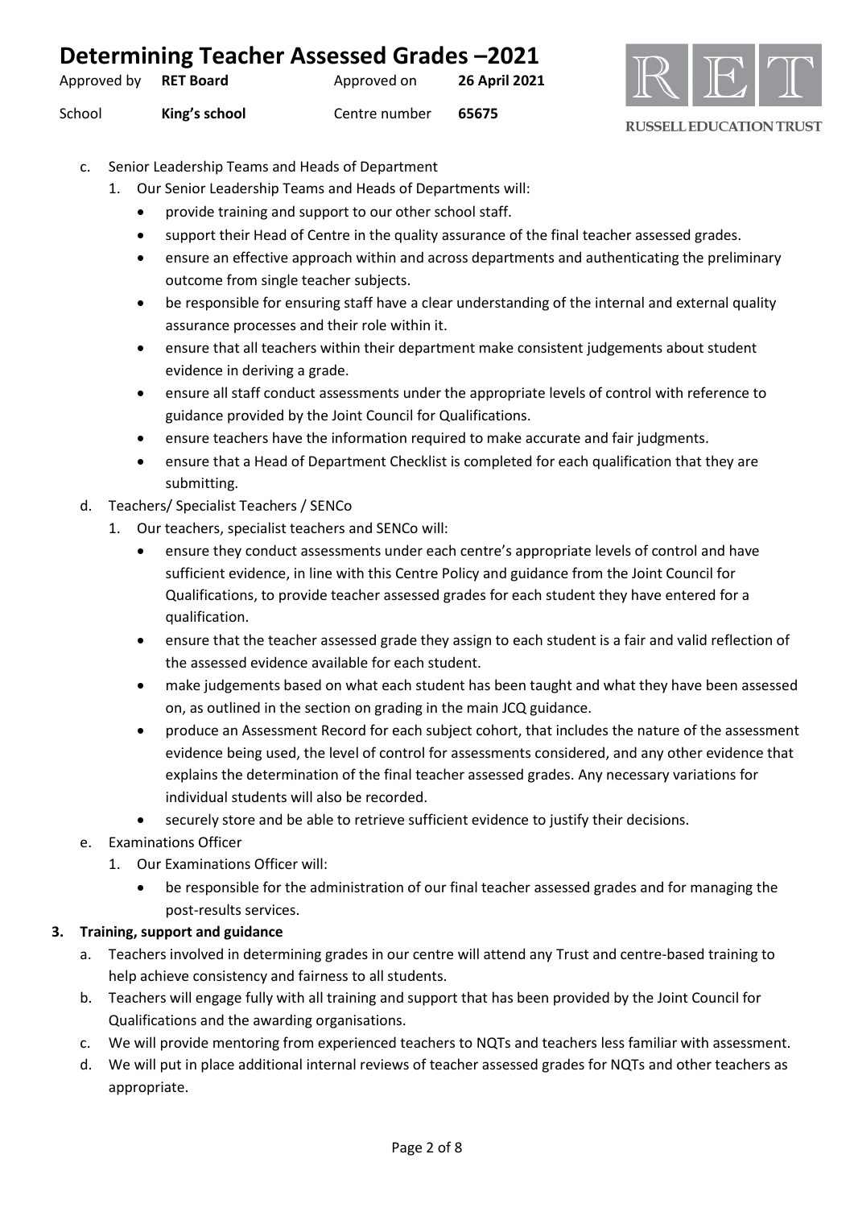c. Senior Leadership Teams and Heads of Department
   1. Our Senior Leadership Teams and Heads of Departments will:
      - provide training and support to our other school staff.
      - support their Head of Centre in the quality assurance of the final teacher assessed grades.
      - ensure an effective approach within and across departments and authenticating the preliminary outcome from single teacher subjects.
      - be responsible for ensuring staff have a clear understanding of the internal and external quality assurance processes and their role within it.
      - ensure that all teachers within their department make consistent judgements about student evidence in deriving a grade.
      - ensure all staff conduct assessments under the appropriate levels of control with reference to guidance provided by the Joint Council for Qualifications.
      - ensure teachers have the information required to make accurate and fair judgments.
      - ensure that a Head of Department Checklist is completed for each qualification that they are submitting.

d. Teachers/ Specialist Teachers / SENCo
   1. Our teachers, specialist teachers and SENCo will:
      - ensure they conduct assessments under each centre's appropriate levels of control and have sufficient evidence, in line with this Centre Policy and guidance from the Joint Council for Qualifications, to provide teacher assessed grades for each student they have entered for a qualification.
      - ensure that the teacher assessed grade they assign to each student is a fair and valid reflection of the assessed evidence available for each student.
      - make judgements based on what each student has been taught and what they have been assessed on, as outlined in the section on grading in the main JCQ guidance.
      - produce an Assessment Record for each subject cohort, that includes the nature of the assessment evidence being used, the level of control for assessments considered, and any other evidence that explains the determination of the final teacher assessed grades. Any necessary variations for individual students will also be recorded.
      - securely store and be able to retrieve sufficient evidence to justify their decisions.

e. Examinations Officer
   1. Our Examinations Officer will:
      - be responsible for the administration of our final teacher assessed grades and for managing the post-results services.

**3. Training, support and guidance**

a. Teachers involved in determining grades in our centre will attend any Trust and centre-based training to help achieve consistency and fairness to all students.

b. Teachers will engage fully with all training and support that has been provided by the Joint Council for Qualifications and the awarding organisations.

c. We will provide mentoring from experienced teachers to NQTs and teachers less familiar with assessment.

d. We will put in place additional internal reviews of teacher assessed grades for NQTs and other teachers as appropriate.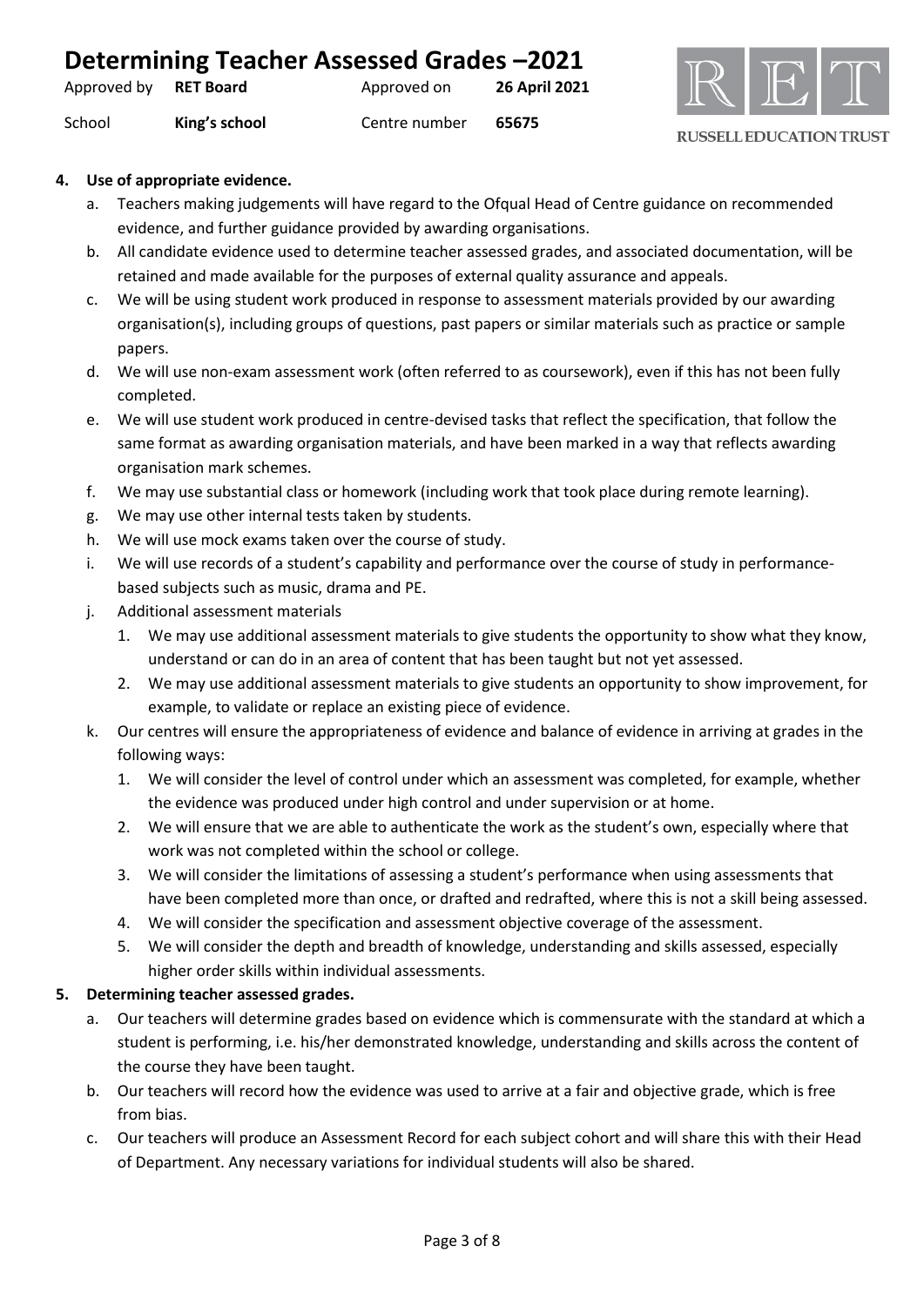4. **Use of appropriate evidence.**
   a. Teachers making judgements will have regard to the Ofqual Head of Centre guidance on recommended evidence, and further guidance provided by awarding organisations.
   b. All candidate evidence used to determine teacher assessed grades, and associated documentation, will be retained and made available for the purposes of external quality assurance and appeals.
   c. We will be using student work produced in response to assessment materials provided by our awarding organisation(s), including groups of questions, past papers or similar materials such as practice or sample papers.
   d. We will use non-exam assessment work (often referred to as coursework), even if this has not been fully completed.
   e. We will use student work produced in centre-devised tasks that reflect the specification, that follow the same format as awarding organisation materials, and have been marked in a way that reflects awarding organisation mark schemes.
   f. We may use substantial class or homework (including work that took place during remote learning).
   g. We may use other internal tests taken by students.
   h. We will use mock exams taken over the course of study.
   i. We will use records of a student's capability and performance over the course of study in performance-based subjects such as music, drama and PE.
   j. Additional assessment materials
      1. We may use additional assessment materials to give students the opportunity to show what they know, understand or can do in an area of content that has been taught but not yet assessed.
      2. We may use additional assessment materials to give students an opportunity to show improvement, for example, to validate or replace an existing piece of evidence.
   k. Our centres will ensure the appropriateness of evidence and balance of evidence in arriving at grades in the following ways:
      1. We will consider the level of control under which an assessment was completed, for example, whether the evidence was produced under high control and under supervision or at home.
      2. We will ensure that we are able to authenticate the work as the student's own, especially where that work was not completed within the school or college.
      3. We will consider the limitations of assessing a student's performance when using assessments that have been completed more than once, or drafted and redrafted, where this is not a skill being assessed.
      4. We will consider the specification and assessment objective coverage of the assessment.
      5. We will consider the depth and breadth of knowledge, understanding and skills assessed, especially higher order skills within individual assessments.
5. **Determining teacher assessed grades.**
   a. Our teachers will determine grades based on evidence which is commensurate with the standard at which a student is performing, i.e. his/her demonstrated knowledge, understanding and skills across the content of the course they have been taught.
   b. Our teachers will record how the evidence was used to arrive at a fair and objective grade, which is free from bias.
   c. Our teachers will produce an Assessment Record for each subject cohort and will share this with their Head of Department. Any necessary variations for individual students will also be shared.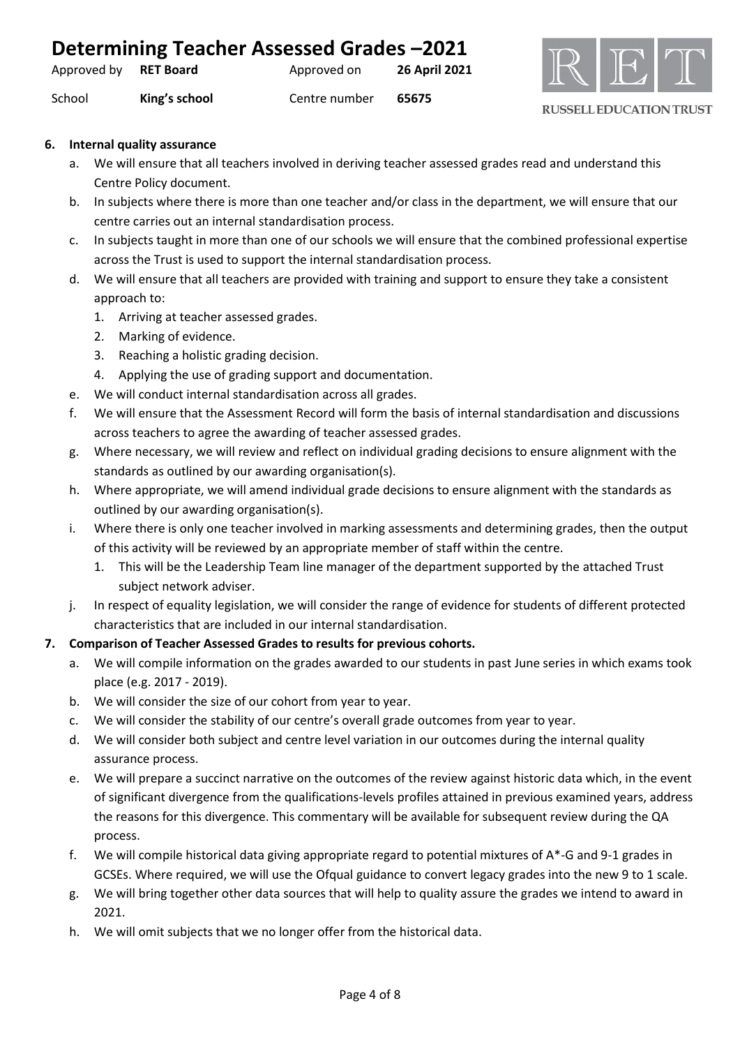**6. Internal quality assurance**

a. We will ensure that all teachers involved in deriving teacher assessed grades read and understand this Centre Policy document.

b. In subjects where there is more than one teacher and/or class in the department, we will ensure that our centre carries out an internal standardisation process.

c. In subjects taught in more than one of our schools we will ensure that the combined professional expertise across the Trust is used to support the internal standardisation process.

d. We will ensure that all teachers are provided with training and support to ensure they take a consistent approach to:

   1. Arriving at teacher assessed grades.
   2. Marking of evidence.
   3. Reaching a holistic grading decision.
   4. Applying the use of grading support and documentation.

e. We will conduct internal standardisation across all grades.

f. We will ensure that the Assessment Record will form the basis of internal standardisation and discussions across teachers to agree the awarding of teacher assessed grades.

g. Where necessary, we will review and reflect on individual grading decisions to ensure alignment with the standards as outlined by our awarding organisation(s).

h. Where appropriate, we will amend individual grade decisions to ensure alignment with the standards as outlined by our awarding organisation(s).

i. Where there is only one teacher involved in marking assessments and determining grades, then the output of this activity will be reviewed by an appropriate member of staff within the centre.

   1. This will be the Leadership Team line manager of the department supported by the attached Trust subject network adviser.

j. In respect of equality legislation, we will consider the range of evidence for students of different protected characteristics that are included in our internal standardisation.

**7. Comparison of Teacher Assessed Grades to results for previous cohorts.**

a. We will compile information on the grades awarded to our students in past June series in which exams took place (e.g. 2017 - 2019).

b. We will consider the size of our cohort from year to year.

c. We will consider the stability of our centre's overall grade outcomes from year to year.

d. We will consider both subject and centre level variation in our outcomes during the internal quality assurance process.

e. We will prepare a succinct narrative on the outcomes of the review against historic data which, in the event of significant divergence from the qualifications-levels profiles attained in previous examined years, address the reasons for this divergence. This commentary will be available for subsequent review during the QA process.

f. We will compile historical data giving appropriate regard to potential mixtures of A*-G and 9-1 grades in GCSEs. Where required, we will use the Ofqual guidance to convert legacy grades into the new 9 to 1 scale.

g. We will bring together other data sources that will help to quality assure the grades we intend to award in 2021.

h. We will omit subjects that we no longer offer from the historical data.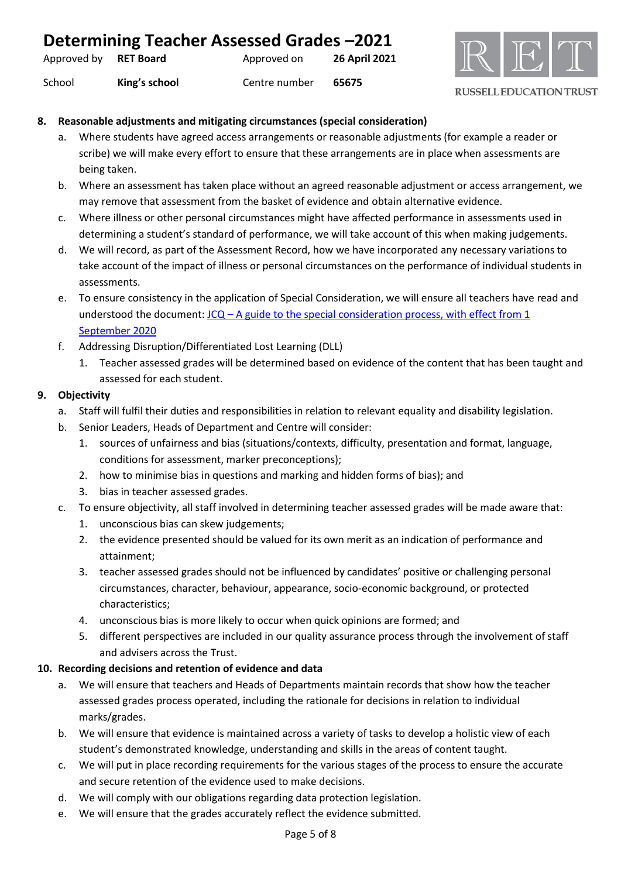8. **Reasonable adjustments and mitigating circumstances (special consideration)**
   a. Where students have agreed access arrangements or reasonable adjustments (for example a reader or scribe) we will make every effort to ensure that these arrangements are in place when assessments are being taken.
   b. Where an assessment has taken place without an agreed reasonable adjustment or access arrangement, we may remove that assessment from the basket of evidence and obtain alternative evidence.
   c. Where illness or other personal circumstances might have affected performance in assessments used in determining a student's standard of performance, we will take account of this when making judgements.
   d. We will record, as part of the Assessment Record, how we have incorporated any necessary variations to take account of the impact of illness or personal circumstances on the performance of individual students in assessments.
   e. To ensure consistency in the application of Special Consideration, we will ensure all teachers have read and understood the document: [JCQ – A guide to the special consideration process, with effect from 1 September 2020]()
   f. Addressing Disruption/Differentiated Lost Learning (DLL)
      1. Teacher assessed grades will be determined based on evidence of the content that has been taught and assessed for each student.

9. **Objectivity**
   a. Staff will fulfil their duties and responsibilities in relation to relevant equality and disability legislation.
   b. Senior Leaders, Heads of Department and Centre will consider:
      1. sources of unfairness and bias (situations/contexts, difficulty, presentation and format, language, conditions for assessment, marker preconceptions);
      2. how to minimise bias in questions and marking and hidden forms of bias); and
      3. bias in teacher assessed grades.
   c. To ensure objectivity, all staff involved in determining teacher assessed grades will be made aware that:
      1. unconscious bias can skew judgements;
      2. the evidence presented should be valued for its own merit as an indication of performance and attainment;
      3. teacher assessed grades should not be influenced by candidates' positive or challenging personal circumstances, character, behaviour, appearance, socio-economic background, or protected characteristics;
      4. unconscious bias is more likely to occur when quick opinions are formed; and
      5. different perspectives are included in our quality assurance process through the involvement of staff and advisers across the Trust.

10. **Recording decisions and retention of evidence and data**
    a. We will ensure that teachers and Heads of Departments maintain records that show how the teacher assessed grades process operated, including the rationale for decisions in relation to individual marks/grades.
    b. We will ensure that evidence is maintained across a variety of tasks to develop a holistic view of each student's demonstrated knowledge, understanding and skills in the areas of content taught.
    c. We will put in place recording requirements for the various stages of the process to ensure the accurate and secure retention of the evidence used to make decisions.
    d. We will comply with our obligations regarding data protection legislation.
    e. We will ensure that the grades accurately reflect the evidence submitted.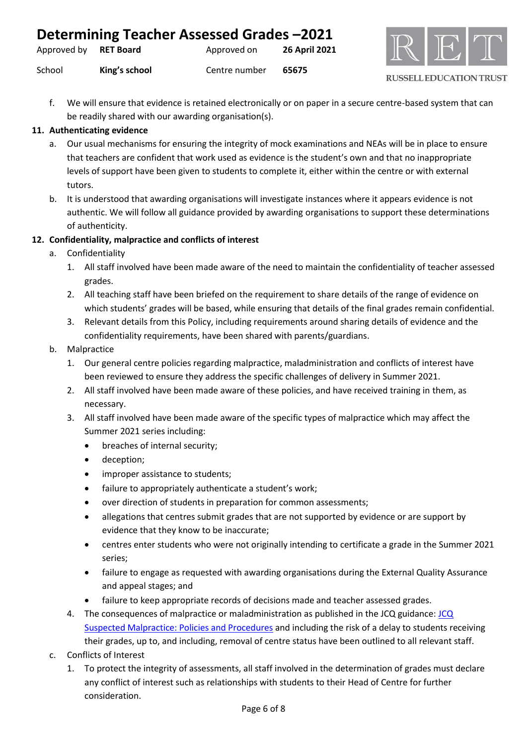f. We will ensure that evidence is retained electronically or on paper in a secure centre-based system that can be readily shared with our awarding organisation(s).

**11. Authenticating evidence**

a. Our usual mechanisms for ensuring the integrity of mock examinations and NEAs will be in place to ensure that teachers are confident that work used as evidence is the student's own and that no inappropriate levels of support have been given to students to complete it, either within the centre or with external tutors.

b. It is understood that awarding organisations will investigate instances where it appears evidence is not authentic. We will follow all guidance provided by awarding organisations to support these determinations of authenticity.

**12. Confidentiality, malpractice and conflicts of interest**

a. Confidentiality

1. All staff involved have been made aware of the need to maintain the confidentiality of teacher assessed grades.
2. All teaching staff have been briefed on the requirement to share details of the range of evidence on which students' grades will be based, while ensuring that details of the final grades remain confidential.
3. Relevant details from this Policy, including requirements around sharing details of evidence and the confidentiality requirements, have been shared with parents/guardians.

b. Malpractice

1. Our general centre policies regarding malpractice, maladministration and conflicts of interest have been reviewed to ensure they address the specific challenges of delivery in Summer 2021.
2. All staff involved have been made aware of these policies, and have received training in them, as necessary.
3. All staff involved have been made aware of the specific types of malpractice which may affect the Summer 2021 series including:
   - breaches of internal security;
   - deception;
   - improper assistance to students;
   - failure to appropriately authenticate a student's work;
   - over direction of students in preparation for common assessments;
   - allegations that centres submit grades that are not supported by evidence or are support by evidence that they know to be inaccurate;
   - centres enter students who were not originally intending to certificate a grade in the Summer 2021 series;
   - failure to engage as requested with awarding organisations during the External Quality Assurance and appeal stages; and
   - failure to keep appropriate records of decisions made and teacher assessed grades.
4. The consequences of malpractice or maladministration as published in the JCQ guidance: JCQ Suspected Malpractice: Policies and Procedures and including the risk of a delay to students receiving their grades, up to, and including, removal of centre status have been outlined to all relevant staff.

c. Conflicts of Interest

1. To protect the integrity of assessments, all staff involved in the determination of grades must declare any conflict of interest such as relationships with students to their Head of Centre for further consideration.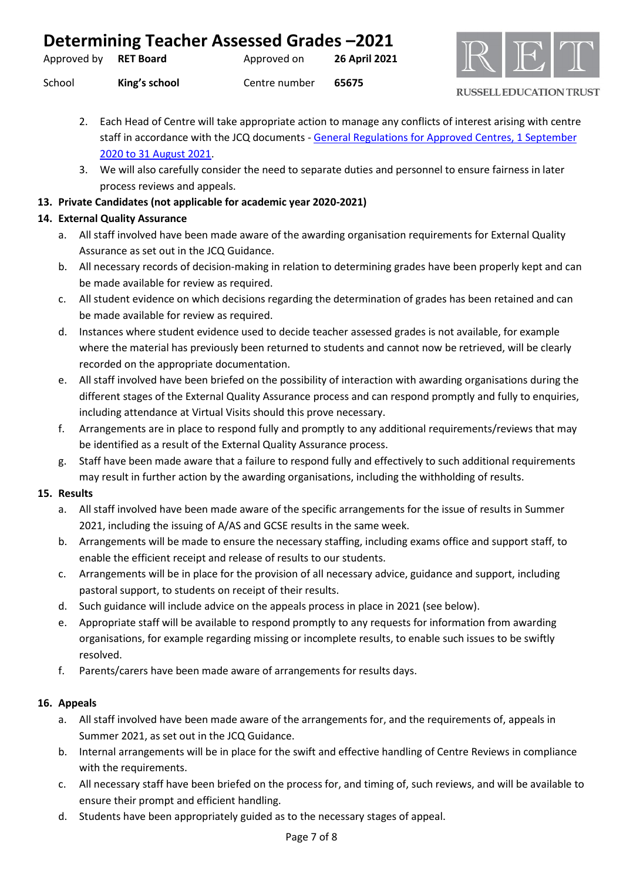2. Each Head of Centre will take appropriate action to manage any conflicts of interest arising with centre staff in accordance with the JCQ documents - [General Regulations for Approved Centres, 1 September 2020 to 31 August 2021](#).
3. We will also carefully consider the need to separate duties and personnel to ensure fairness in later process reviews and appeals.

**13. Private Candidates (not applicable for academic year 2020-2021)**

**14. External Quality Assurance**

a. All staff involved have been made aware of the awarding organisation requirements for External Quality Assurance as set out in the JCQ Guidance.

b. All necessary records of decision-making in relation to determining grades have been properly kept and can be made available for review as required.

c. All student evidence on which decisions regarding the determination of grades has been retained and can be made available for review as required.

d. Instances where student evidence used to decide teacher assessed grades is not available, for example where the material has previously been returned to students and cannot now be retrieved, will be clearly recorded on the appropriate documentation.

e. All staff involved have been briefed on the possibility of interaction with awarding organisations during the different stages of the External Quality Assurance process and can respond promptly and fully to enquiries, including attendance at Virtual Visits should this prove necessary.

f. Arrangements are in place to respond fully and promptly to any additional requirements/reviews that may be identified as a result of the External Quality Assurance process.

g. Staff have been made aware that a failure to respond fully and effectively to such additional requirements may result in further action by the awarding organisations, including the withholding of results.

**15. Results**

a. All staff involved have been made aware of the specific arrangements for the issue of results in Summer 2021, including the issuing of A/AS and GCSE results in the same week.

b. Arrangements will be made to ensure the necessary staffing, including exams office and support staff, to enable the efficient receipt and release of results to our students.

c. Arrangements will be in place for the provision of all necessary advice, guidance and support, including pastoral support, to students on receipt of their results.

d. Such guidance will include advice on the appeals process in place in 2021 (see below).

e. Appropriate staff will be available to respond promptly to any requests for information from awarding organisations, for example regarding missing or incomplete results, to enable such issues to be swiftly resolved.

f. Parents/carers have been made aware of arrangements for results days.

**16. Appeals**

a. All staff involved have been made aware of the arrangements for, and the requirements of, appeals in Summer 2021, as set out in the JCQ Guidance.

b. Internal arrangements will be in place for the swift and effective handling of Centre Reviews in compliance with the requirements.

c. All necessary staff have been briefed on the process for, and timing of, such reviews, and will be available to ensure their prompt and efficient handling.

d. Students have been appropriately guided as to the necessary stages of appeal.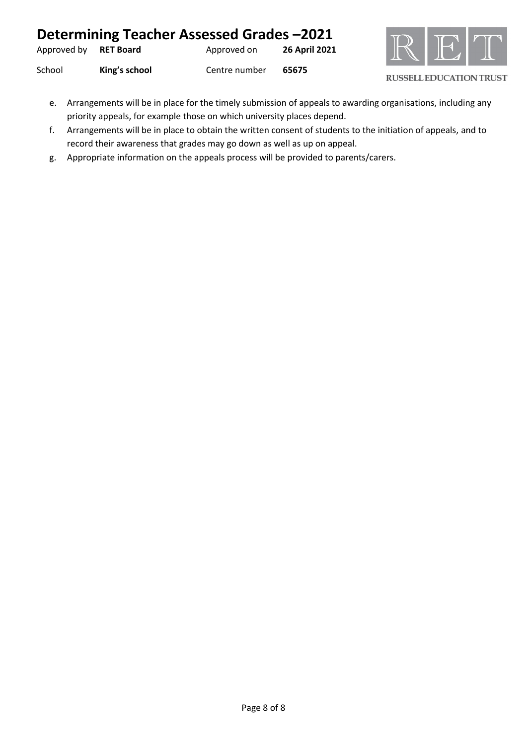e. Arrangements will be in place for the timely submission of appeals to awarding organisations, including any priority appeals, for example those on which university places depend.
f. Arrangements will be in place to obtain the written consent of students to the initiation of appeals, and to record their awareness that grades may go down as well as up on appeal.
g. Appropriate information on the appeals process will be provided to parents/carers.